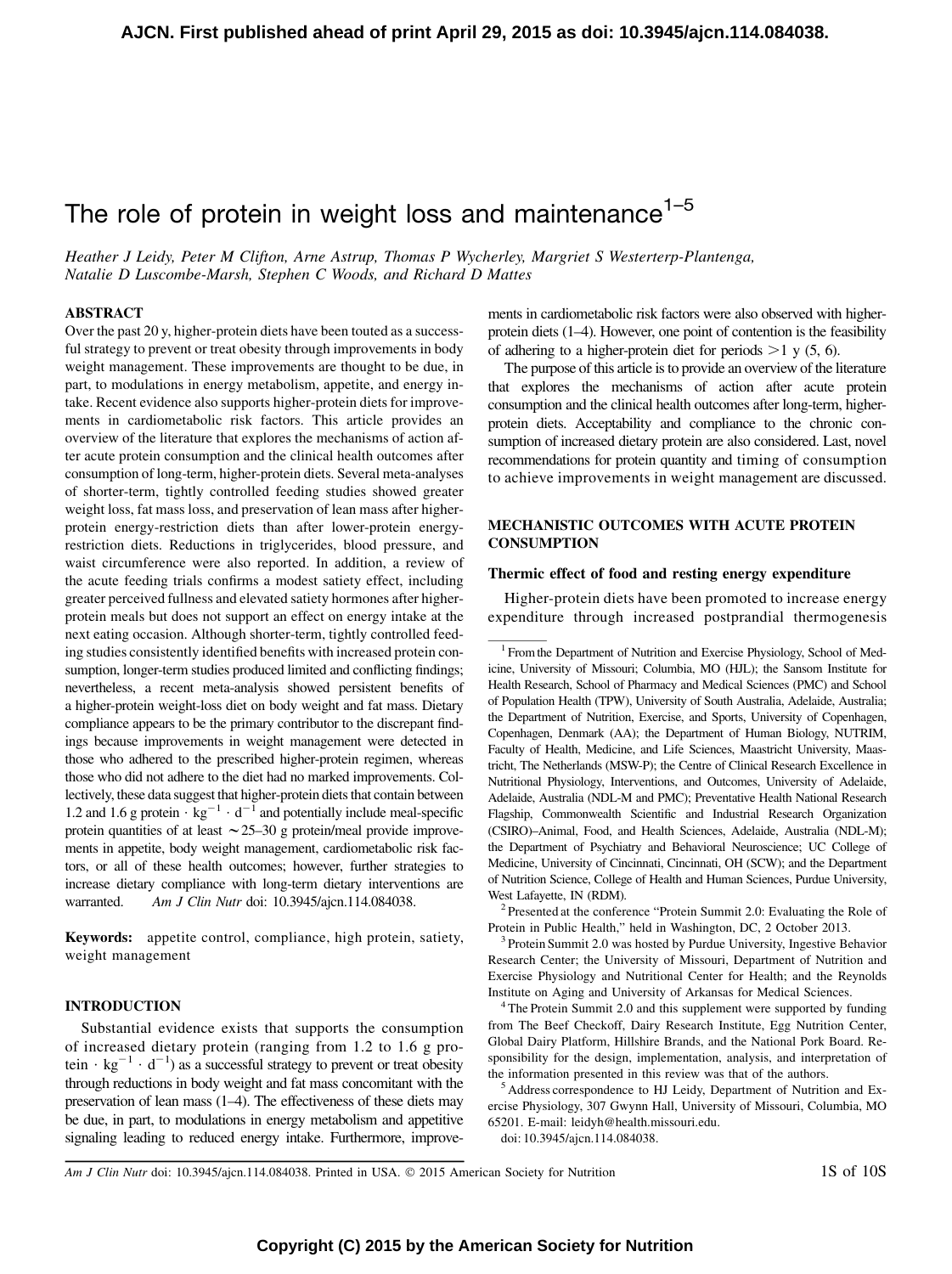# The role of protein in weight loss and maintenance[1–5]

*Heather J Leidy, Peter M Clifton, Arne Astrup, Thomas P Wycherley, Margriet S Westerterp-Plantenga, Natalie D Luscombe-Marsh, Stephen C Woods, and Richard D Mattes*

## ABSTRACT

Over the past 20 y, higher-protein diets have been touted as a successful strategy to prevent or treat obesity through improvements in body weight management. These improvements are thought to be due, in part, to modulations in energy metabolism, appetite, and energy intake. Recent evidence also supports higher-protein diets for improvements in cardiometabolic risk factors. This article provides an overview of the literature that explores the mechanisms of action after acute protein consumption and the clinical health outcomes after consumption of long-term, higher-protein diets. Several meta-analyses of shorter-term, tightly controlled feeding studies showed greater weight loss, fat mass loss, and preservation of lean mass after higher-protein energy-restriction diets than after lower-protein energy-restriction diets. Reductions in triglycerides, blood pressure, and waist circumference were also reported. In addition, a review of the acute feeding trials confirms a modest satiety effect, including greater perceived fullness and elevated satiety hormones after higher-protein meals but does not support an effect on energy intake at the next eating occasion. Although shorter-term, tightly controlled feeding studies consistently identified benefits with increased protein consumption, longer-term studies produced limited and conflicting findings; nevertheless, a recent meta-analysis showed persistent benefits of a higher-protein weight-loss diet on body weight and fat mass. Dietary compliance appears to be the primary contributor to the discrepant findings because improvements in weight management were detected in those who adhered to the prescribed higher-protein regimen, whereas those who did not adhere to the diet had no marked improvements. Collectively, these data suggest that higher-protein diets that contain between 1.2 and 1.6 g protein $\cdot$ kg$^{-1}$ $\cdot$ d$^{-1}$ and potentially include meal-specific protein quantities of at least ~25–30 g protein/meal provide improvements in appetite, body weight management, cardiometabolic risk factors, or all of these health outcomes; however, further strategies to increase dietary compliance with long-term dietary interventions are warranted. *Am J Clin Nutr* doi: 10.3945/ajcn.114.084038.

**Keywords:** appetite control, compliance, high protein, satiety, weight management

## INTRODUCTION

Substantial evidence exists that supports the consumption of increased dietary protein (ranging from 1.2 to 1.6 g protein $\cdot$ kg$^{-1}$ $\cdot$ d$^{-1}$) as a successful strategy to prevent or treat obesity through reductions in body weight and fat mass concomitant with the preservation of lean mass (1–4). The effectiveness of these diets may be due, in part, to modulations in energy metabolism and appetitive signaling leading to reduced energy intake. Furthermore, improvements in cardiometabolic risk factors were also observed with higher-protein diets (1–4). However, one point of contention is the feasibility of adhering to a higher-protein diet for periods >1 y (5, 6).

The purpose of this article is to provide an overview of the literature that explores the mechanisms of action after acute protein consumption and the clinical health outcomes after long-term, higher-protein diets. Acceptability and compliance to the chronic consumption of increased dietary protein are also considered. Last, novel recommendations for protein quantity and timing of consumption to achieve improvements in weight management are discussed.

## MECHANISTIC OUTCOMES WITH ACUTE PROTEIN CONSUMPTION

### Thermic effect of food and resting energy expenditure

Higher-protein diets have been promoted to increase energy expenditure through increased postprandial thermogenesis

---

[1] From the Department of Nutrition and Exercise Physiology, School of Medicine, University of Missouri; Columbia, MO (HJL); the Sansom Institute for Health Research, School of Pharmacy and Medical Sciences (PMC) and School of Population Health (TPW), University of South Australia, Adelaide, Australia; the Department of Nutrition, Exercise, and Sports, University of Copenhagen, Copenhagen, Denmark (AA); the Department of Human Biology, NUTRIM, Faculty of Health, Medicine, and Life Sciences, Maastricht University, Maastricht, The Netherlands (MSW-P); the Centre of Clinical Research Excellence in Nutritional Physiology, Interventions, and Outcomes, University of Adelaide, Adelaide, Australia (NDL-M and PMC); Preventative Health National Research Flagship, Commonwealth Scientific and Industrial Research Organization (CSIRO)–Animal, Food, and Health Sciences, Adelaide, Australia (NDL-M); the Department of Psychiatry and Behavioral Neuroscience; UC College of Medicine, University of Cincinnati, Cincinnati, OH (SCW); and the Department of Nutrition Science, College of Health and Human Sciences, Purdue University, West Lafayette, IN (RDM).

[2] Presented at the conference "Protein Summit 2.0: Evaluating the Role of Protein in Public Health," held in Washington, DC, 2 October 2013.

[3] Protein Summit 2.0 was hosted by Purdue University, Ingestive Behavior Research Center; the University of Missouri, Department of Nutrition and Exercise Physiology and Nutritional Center for Health; and the Reynolds Institute on Aging and University of Arkansas for Medical Sciences.

[4] The Protein Summit 2.0 and this supplement were supported by funding from The Beef Checkoff, Dairy Research Institute, Egg Nutrition Center, Global Dairy Platform, Hillshire Brands, and the National Pork Board. Responsibility for the design, implementation, analysis, and interpretation of the information presented in this review was that of the authors.

[5] Address correspondence to HJ Leidy, Department of Nutrition and Exercise Physiology, 307 Gwynn Hall, University of Missouri, Columbia, MO 65201. E-mail: leidyh@health.missouri.edu.

doi: 10.3945/ajcn.114.084038.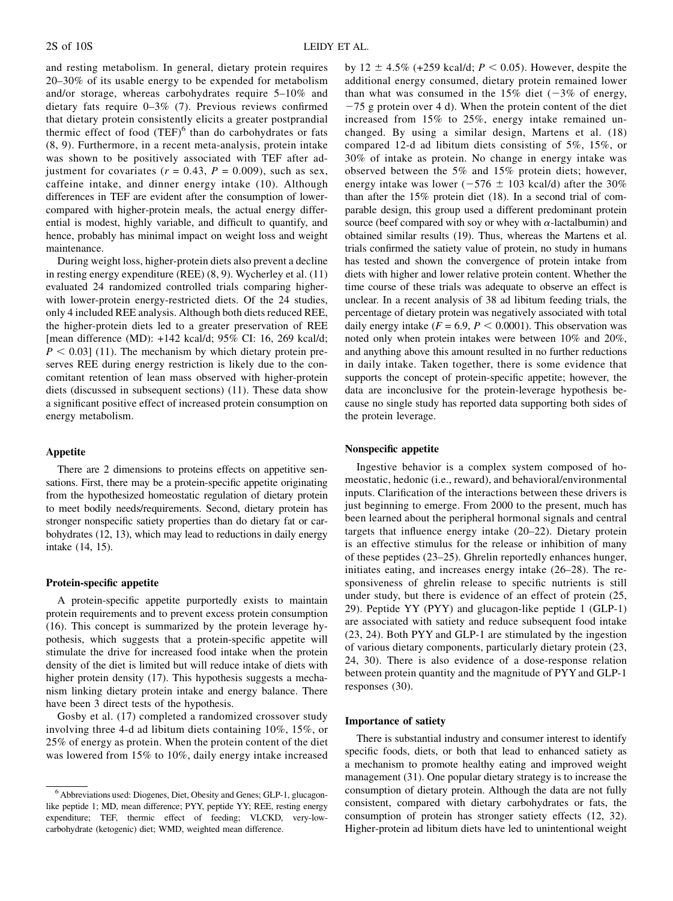and resting metabolism. In general, dietary protein requires 20–30% of its usable energy to be expended for metabolism and/or storage, whereas carbohydrates require 5–10% and dietary fats require 0–3% (7). Previous reviews confirmed that dietary protein consistently elicits a greater postprandial thermic effect of food (TEF)[6] than do carbohydrates or fats (8, 9). Furthermore, in a recent meta-analysis, protein intake was shown to be positively associated with TEF after adjustment for covariates ($r = 0.43$, $P = 0.009$), such as sex, caffeine intake, and dinner energy intake (10). Although differences in TEF are evident after the consumption of lower-compared with higher-protein meals, the actual energy differential is modest, highly variable, and difficult to quantify, and hence, probably has minimal impact on weight loss and weight maintenance.

During weight loss, higher-protein diets also prevent a decline in resting energy expenditure (REE) (8, 9). Wycherley et al. (11) evaluated 24 randomized controlled trials comparing higher-with lower-protein energy-restricted diets. Of the 24 studies, only 4 included REE analysis. Although both diets reduced REE, the higher-protein diets led to a greater preservation of REE [mean difference (MD): +142 kcal/d; 95% CI: 16, 269 kcal/d; $P < 0.03$] (11). The mechanism by which dietary protein preserves REE during energy restriction is likely due to the concomitant retention of lean mass observed with higher-protein diets (discussed in subsequent sections) (11). These data show a significant positive effect of increased protein consumption on energy metabolism.

### Appetite

There are 2 dimensions to proteins effects on appetitive sensations. First, there may be a protein-specific appetite originating from the hypothesized homeostatic regulation of dietary protein to meet bodily needs/requirements. Second, dietary protein has stronger nonspecific satiety properties than do dietary fat or carbohydrates (12, 13), which may lead to reductions in daily energy intake (14, 15).

### Protein-specific appetite

A protein-specific appetite purportedly exists to maintain protein requirements and to prevent excess protein consumption (16). This concept is summarized by the protein leverage hypothesis, which suggests that a protein-specific appetite will stimulate the drive for increased food intake when the protein density of the diet is limited but will reduce intake of diets with higher protein density (17). This hypothesis suggests a mechanism linking dietary protein intake and energy balance. There have been 3 direct tests of the hypothesis.

Gosby et al. (17) completed a randomized crossover study involving three 4-d ad libitum diets containing 10%, 15%, or 25% of energy as protein. When the protein content of the diet was lowered from 15% to 10%, daily energy intake increased by 12 ± 4.5% (+259 kcal/d; $P < 0.05$). However, despite the additional energy consumed, dietary protein remained lower than what was consumed in the 15% diet (−3% of energy, −75 g protein over 4 d). When the protein content of the diet increased from 15% to 25%, energy intake remained unchanged. By using a similar design, Martens et al. (18) compared 12-d ad libitum diets consisting of 5%, 15%, or 30% of intake as protein. No change in energy intake was observed between the 5% and 15% protein diets; however, energy intake was lower (−576 ± 103 kcal/d) after the 30% than after the 15% protein diet (18). In a second trial of comparable design, this group used a different predominant protein source (beef compared with soy or whey with α-lactalbumin) and obtained similar results (19). Thus, whereas the Martens et al. trials confirmed the satiety value of protein, no study in humans has tested and shown the convergence of protein intake from diets with higher and lower relative protein content. Whether the time course of these trials was adequate to observe an effect is unclear. In a recent analysis of 38 ad libitum feeding trials, the percentage of dietary protein was negatively associated with total daily energy intake ($F = 6.9$, $P < 0.0001$). This observation was noted only when protein intakes were between 10% and 20%, and anything above this amount resulted in no further reductions in daily intake. Taken together, there is some evidence that supports the concept of protein-specific appetite; however, the data are inconclusive for the protein-leverage hypothesis because no single study has reported data supporting both sides of the protein leverage.

### Nonspecific appetite

Ingestive behavior is a complex system composed of homeostatic, hedonic (i.e., reward), and behavioral/environmental inputs. Clarification of the interactions between these drivers is just beginning to emerge. From 2000 to the present, much has been learned about the peripheral hormonal signals and central targets that influence energy intake (20–22). Dietary protein is an effective stimulus for the release or inhibition of many of these peptides (23–25). Ghrelin reportedly enhances hunger, initiates eating, and increases energy intake (26–28). The responsiveness of ghrelin release to specific nutrients is still under study, but there is evidence of an effect of protein (25, 29). Peptide YY (PYY) and glucagon-like peptide 1 (GLP-1) are associated with satiety and reduce subsequent food intake (23, 24). Both PYY and GLP-1 are stimulated by the ingestion of various dietary components, particularly dietary protein (23, 24, 30). There is also evidence of a dose-response relation between protein quantity and the magnitude of PYY and GLP-1 responses (30).

### Importance of satiety

There is substantial industry and consumer interest to identify specific foods, diets, or both that lead to enhanced satiety as a mechanism to promote healthy eating and improved weight management (31). One popular dietary strategy is to increase the consumption of dietary protein. Although the data are not fully consistent, compared with dietary carbohydrates or fats, the consumption of protein has stronger satiety effects (12, 32). Higher-protein ad libitum diets have led to unintentional weight

[6] Abbreviations used: Diogenes, Diet, Obesity and Genes; GLP-1, glucagon-like peptide 1; MD, mean difference; PYY, peptide YY; REE, resting energy expenditure; TEF, thermic effect of feeding; VLCKD, very-low-carbohydrate (ketogenic) diet; WMD, weighted mean difference.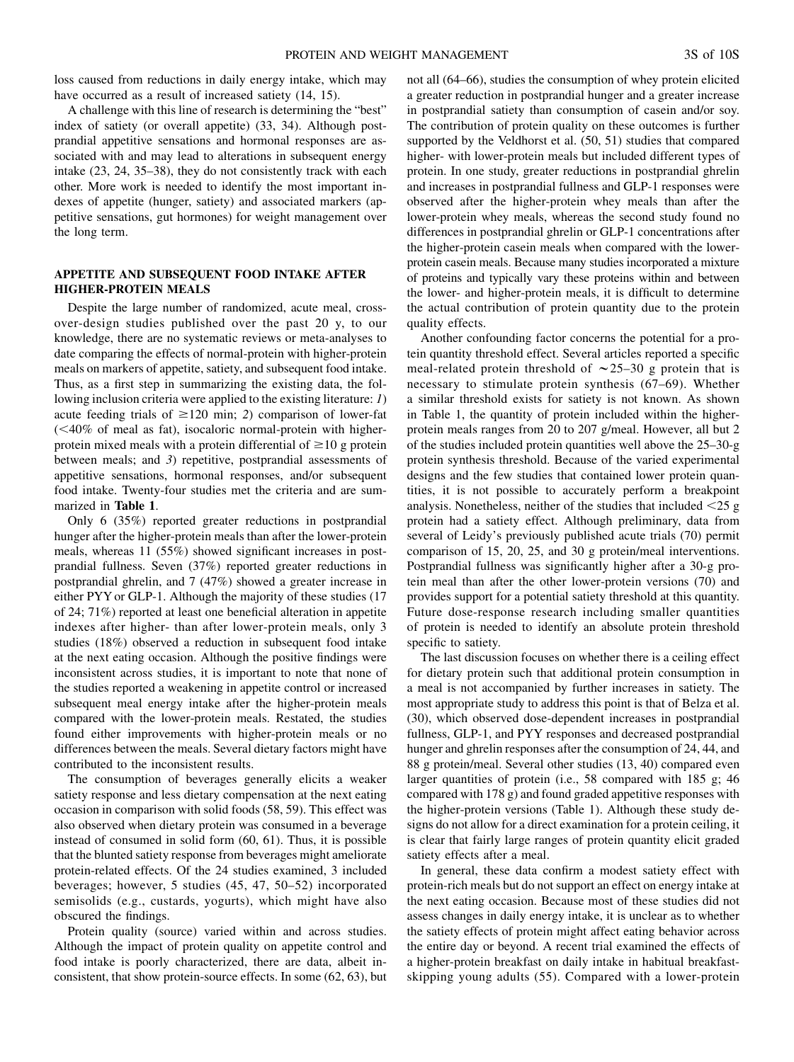loss caused from reductions in daily energy intake, which may have occurred as a result of increased satiety (14, 15).

A challenge with this line of research is determining the "best" index of satiety (or overall appetite) (33, 34). Although postprandial appetitive sensations and hormonal responses are associated with and may lead to alterations in subsequent energy intake (23, 24, 35–38), they do not consistently track with each other. More work is needed to identify the most important indexes of appetite (hunger, satiety) and associated markers (appetitive sensations, gut hormones) for weight management over the long term.

## APPETITE AND SUBSEQUENT FOOD INTAKE AFTER HIGHER-PROTEIN MEALS

Despite the large number of randomized, acute meal, crossover-design studies published over the past 20 y, to our knowledge, there are no systematic reviews or meta-analyses to date comparing the effects of normal-protein with higher-protein meals on markers of appetite, satiety, and subsequent food intake. Thus, as a first step in summarizing the existing data, the following inclusion criteria were applied to the existing literature: *1*) acute feeding trials of ≥120 min; *2*) comparison of lower-fat (<40% of meal as fat), isocaloric normal-protein with higher-protein mixed meals with a protein differential of ≥10 g protein between meals; and *3*) repetitive, postprandial assessments of appetitive sensations, hormonal responses, and/or subsequent food intake. Twenty-four studies met the criteria and are summarized in **Table 1**.

Only 6 (35%) reported greater reductions in postprandial hunger after the higher-protein meals than after the lower-protein meals, whereas 11 (55%) showed significant increases in postprandial fullness. Seven (37%) reported greater reductions in postprandial ghrelin, and 7 (47%) showed a greater increase in either PYY or GLP-1. Although the majority of these studies (17 of 24; 71%) reported at least one beneficial alteration in appetite indexes after higher- than after lower-protein meals, only 3 studies (18%) observed a reduction in subsequent food intake at the next eating occasion. Although the positive findings were inconsistent across studies, it is important to note that none of the studies reported a weakening in appetite control or increased subsequent meal energy intake after the higher-protein meals compared with the lower-protein meals. Restated, the studies found either improvements with higher-protein meals or no differences between the meals. Several dietary factors might have contributed to the inconsistent results.

The consumption of beverages generally elicits a weaker satiety response and less dietary compensation at the next eating occasion in comparison with solid foods (58, 59). This effect was also observed when dietary protein was consumed in a beverage instead of consumed in solid form (60, 61). Thus, it is possible that the blunted satiety response from beverages might ameliorate protein-related effects. Of the 24 studies examined, 3 included beverages; however, 5 studies (45, 47, 50–52) incorporated semisolids (e.g., custards, yogurts), which might have also obscured the findings.

Protein quality (source) varied within and across studies. Although the impact of protein quality on appetite control and food intake is poorly characterized, there are data, albeit inconsistent, that show protein-source effects. In some (62, 63), but not all (64–66), studies the consumption of whey protein elicited a greater reduction in postprandial hunger and a greater increase in postprandial satiety than consumption of casein and/or soy. The contribution of protein quality on these outcomes is further supported by the Veldhorst et al. (50, 51) studies that compared higher- with lower-protein meals but included different types of protein. In one study, greater reductions in postprandial ghrelin and increases in postprandial fullness and GLP-1 responses were observed after the higher-protein whey meals than after the lower-protein whey meals, whereas the second study found no differences in postprandial ghrelin or GLP-1 concentrations after the higher-protein casein meals when compared with the lower-protein casein meals. Because many studies incorporated a mixture of proteins and typically vary these proteins within and between the lower- and higher-protein meals, it is difficult to determine the actual contribution of protein quantity due to the protein quality effects.

Another confounding factor concerns the potential for a protein quantity threshold effect. Several articles reported a specific meal-related protein threshold of ∼25–30 g protein that is necessary to stimulate protein synthesis (67–69). Whether a similar threshold exists for satiety is not known. As shown in Table 1, the quantity of protein included within the higher-protein meals ranges from 20 to 207 g/meal. However, all but 2 of the studies included protein quantities well above the 25–30-g protein synthesis threshold. Because of the varied experimental designs and the few studies that contained lower protein quantities, it is not possible to accurately perform a breakpoint analysis. Nonetheless, neither of the studies that included <25 g protein had a satiety effect. Although preliminary, data from several of Leidy's previously published acute trials (70) permit comparison of 15, 20, 25, and 30 g protein/meal interventions. Postprandial fullness was significantly higher after a 30-g protein meal than after the other lower-protein versions (70) and provides support for a potential satiety threshold at this quantity. Future dose-response research including smaller quantities of protein is needed to identify an absolute protein threshold specific to satiety.

The last discussion focuses on whether there is a ceiling effect for dietary protein such that additional protein consumption in a meal is not accompanied by further increases in satiety. The most appropriate study to address this point is that of Belza et al. (30), which observed dose-dependent increases in postprandial fullness, GLP-1, and PYY responses and decreased postprandial hunger and ghrelin responses after the consumption of 24, 44, and 88 g protein/meal. Several other studies (13, 40) compared even larger quantities of protein (i.e., 58 compared with 185 g; 46 compared with 178 g) and found graded appetitive responses with the higher-protein versions (Table 1). Although these study designs do not allow for a direct examination for a protein ceiling, it is clear that fairly large ranges of protein quantity elicit graded satiety effects after a meal.

In general, these data confirm a modest satiety effect with protein-rich meals but do not support an effect on energy intake at the next eating occasion. Because most of these studies did not assess changes in daily energy intake, it is unclear as to whether the satiety effects of protein might affect eating behavior across the entire day or beyond. A recent trial examined the effects of a higher-protein breakfast on daily intake in habitual breakfast-skipping young adults (55). Compared with a lower-protein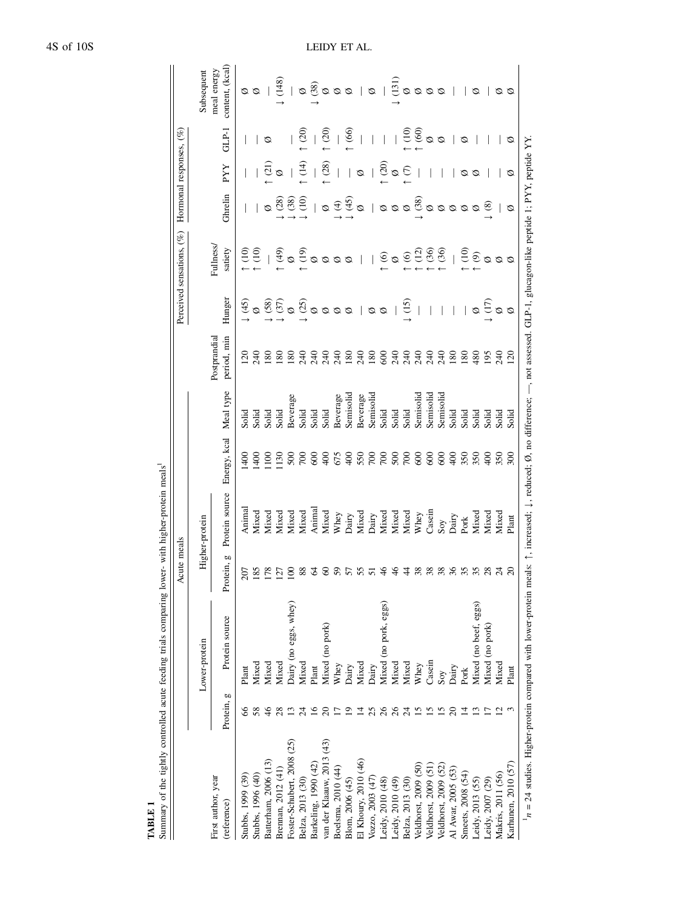**TABLE 1**

Summary of the tightly controlled acute feeding trials comparing lower- with higher-protein meals[1]

| First author, year (reference) | Acute meals | | | | | | | Perceived sensations, (%) | | Hormonal responses, (%) | | | Subsequent meal energy content, (kcal) |
|---|---|---|---|---|---|---|---|---|---|---|---|---|---|
| | Lower-protein | | Higher-protein | | | | | | | | | | |
| | Protein, g | Protein source | Protein, g | Protein source | Energy, kcal | Meal type | Postprandial period, min | Hunger | Fullness/satiety | Ghrelin | PYY | GLP-1 | |
| Stubbs, 1999 (39) | 66 | Plant | 207 | Animal | 1400 | Solid | 120 | ↓ (45) | ↑ (10) | — | — | — | Ø |
| Stubbs, 1996 (40) | 58 | Mixed | 185 | Mixed | 1400 | Solid | 240 | Ø | ↑ (10) | — | — | — | Ø |
| Batterham, 2006 (13) | 46 | Mixed | 178 | Mixed | 1100 | Solid | 180 | ↓ (58) | — | Ø | ↑ (21) | Ø | — |
| Brennan, 2012 (41) | 28 | Mixed | 127 | Mixed | 1130 | Solid | 180 | ↓ (37) | ↑ (49) | ↓ (28) | Ø | | ↓ (148) |
| Foster-Schubert, 2008 (25) | 13 | Dairy (no eggs, whey) | 100 | Mixed | 500 | Beverage | 180 | Ø | Ø | ↓ (38) | — | — | — |
| Belza, 2013 (30) | 24 | Mixed | 88 | Mixed | 700 | Solid | 240 | ↓ (25) | ↑ (19) | ↓ (10) | ↑ (14) | ↑ (20) | Ø |
| Barkeling, 1990 (42) | 16 | Plant | 64 | Animal | 600 | Solid | 240 | Ø | Ø | — | — | — | ↓ (38) |
| van der Klaauw, 2013 (43) | 20 | Mixed (no pork) | 60 | Mixed | 400 | Solid | 240 | Ø | Ø | Ø | ↑ (28) | ↑ (20) | Ø |
| Boelsma, 2010 (44) | 17 | Whey | 59 | Whey | 675 | Beverage | 240 | Ø | Ø | ↓ (4) | — | — | Ø |
| Blom, 2006 (45) | 19 | Dairy | 57 | Dairy | 400 | Semisolid | 180 | Ø | Ø | ↓ (45) | — | ↑ (66) | Ø |
| El Khoury, 2010 (46) | 14 | Mixed | 55 | Mixed | 550 | Beverage | 240 | — | — | Ø | Ø | — | — |
| Vozzo, 2003 (47) | 25 | Dairy | 51 | Dairy | 700 | Semisolid | 180 | Ø | — | — | — | — | Ø |
| Leidy, 2010 (48) | 26 | Mixed (no pork, eggs) | 46 | Mixed | 700 | Solid | 600 | Ø | ↑ (6) | Ø | ↑ (20) | — | — |
| Leidy, 2010 (49) | 26 | Mixed | 46 | Mixed | 500 | Solid | 240 | — | Ø | Ø | Ø | — | — |
| Belza, 2013 (30) | 24 | Mixed | 44 | Mixed | 700 | Solid | 240 | ↓ (15) | ↑ (6) | Ø | ↑ (7) | ↑ (10) | ↓ (131) |
| Veldhorst, 2009 (50) | 15 | Whey | 38 | Whey | 600 | Semisolid | 240 | — | ↑ (12) | ↓ (38) | — | ↑ (60) | Ø |
| Veldhorst, 2009 (51) | 15 | Casein | 38 | Casein | 600 | Semisolid | 240 | — | ↑ (36) | Ø | — | Ø | Ø |
| Veldhorst, 2009 (52) | 15 | Soy | 38 | Soy | 600 | Semisolid | 240 | — | ↑ (36) | Ø | — | Ø | Ø |
| Al Awar, 2005 (53) | 20 | Dairy | 36 | Dairy | 400 | Solid | 180 | — | — | Ø | — | — | — |
| Smeets, 2008 (54) | 14 | Pork | 35 | Pork | 350 | Solid | 180 | — | ↑ (10) | Ø | Ø | Ø | — |
| Leidy, 2013 (55) | 13 | Mixed (no beef, eggs) | 35 | Mixed | 350 | Solid | 480 | Ø | ↑ (9) | Ø | Ø | — | Ø |
| Leidy, 2007 (29) | 17 | Mixed (no pork) | 28 | Mixed | 400 | Solid | 195 | ↓ (17) | Ø | ↓ (8) | — | — | — |
| Makris, 2011 (56) | 12 | Mixed | 24 | Mixed | 350 | Solid | 240 | Ø | Ø | — | — | — | Ø |
| Karhunen, 2010 (57) | 3 | Plant | 20 | Plant | 300 | Solid | 120 | Ø | Ø | Ø | Ø | Ø | Ø |

[1] $n = 24$ studies. Higher-protein compared with lower-protein meals: ↑, increased; ↓, reduced; Ø, no difference; —, not assessed. GLP-1, glucagon-like peptide 1; PYY, peptide YY.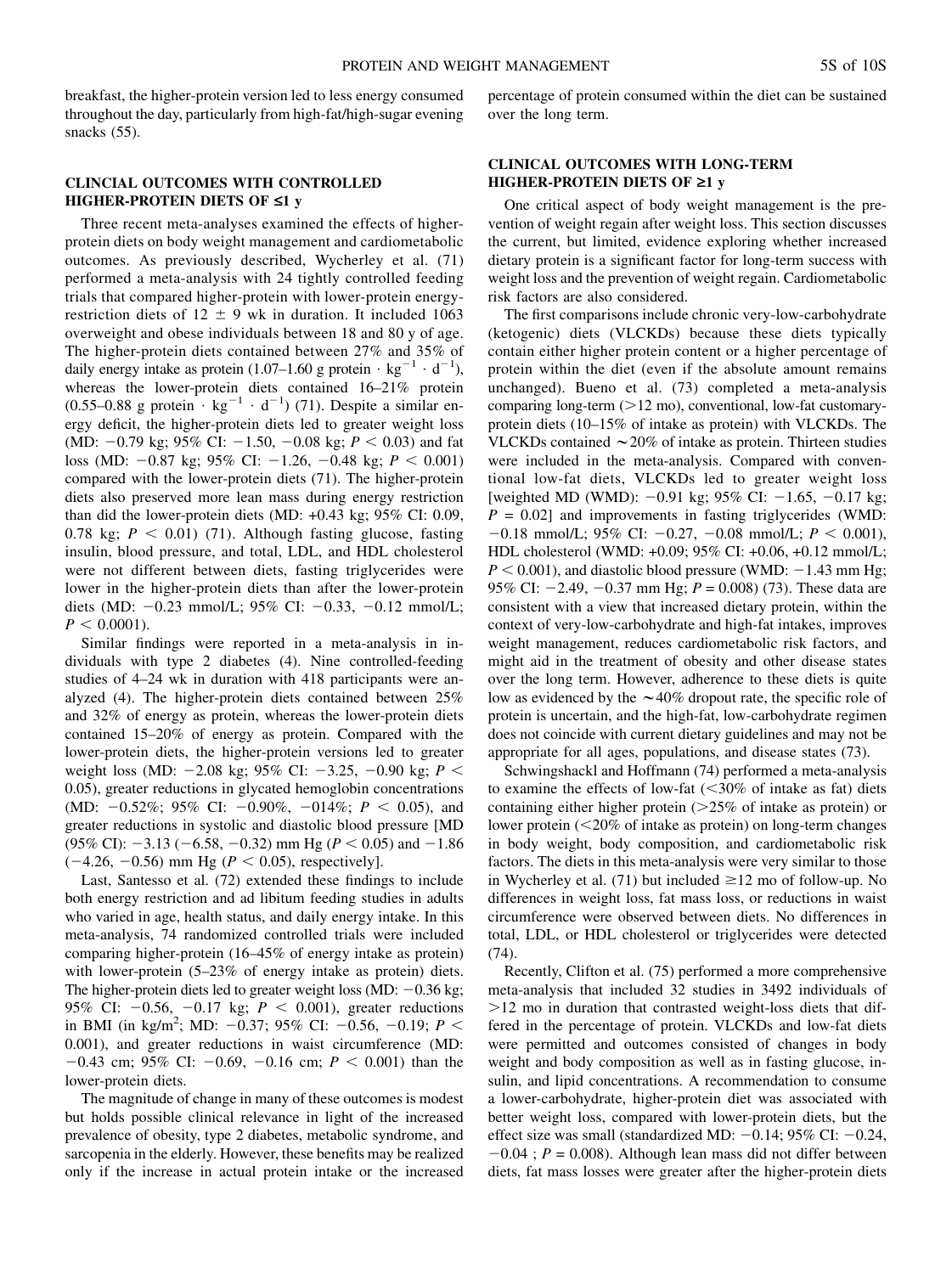breakfast, the higher-protein version led to less energy consumed throughout the day, particularly from high-fat/high-sugar evening snacks (55).

## CLINCIAL OUTCOMES WITH CONTROLLED HIGHER-PROTEIN DIETS OF ≤1 y

Three recent meta-analyses examined the effects of higher-protein diets on body weight management and cardiometabolic outcomes. As previously described, Wycherley et al. (71) performed a meta-analysis with 24 tightly controlled feeding trials that compared higher-protein with lower-protein energy-restriction diets of 12 ± 9 wk in duration. It included 1063 overweight and obese individuals between 18 and 80 y of age. The higher-protein diets contained between 27% and 35% of daily energy intake as protein (1.07–1.60 g protein · $kg^{-1}$ · $d^{-1}$), whereas the lower-protein diets contained 16–21% protein (0.55–0.88 g protein · $kg^{-1}$ · $d^{-1}$) (71). Despite a similar energy deficit, the higher-protein diets led to greater weight loss (MD: −0.79 kg; 95% CI: −1.50, −0.08 kg; $P < 0.03$) and fat loss (MD: −0.87 kg; 95% CI: −1.26, −0.48 kg; $P < 0.001$) compared with the lower-protein diets (71). The higher-protein diets also preserved more lean mass during energy restriction than did the lower-protein diets (MD: +0.43 kg; 95% CI: 0.09, 0.78 kg; $P < 0.01$) (71). Although fasting glucose, fasting insulin, blood pressure, and total, LDL, and HDL cholesterol were not different between diets, fasting triglycerides were lower in the higher-protein diets than after the lower-protein diets (MD: −0.23 mmol/L; 95% CI: −0.33, −0.12 mmol/L; $P < 0.0001$).

Similar findings were reported in a meta-analysis in individuals with type 2 diabetes (4). Nine controlled-feeding studies of 4–24 wk in duration with 418 participants were analyzed (4). The higher-protein diets contained between 25% and 32% of energy as protein, whereas the lower-protein diets contained 15–20% of energy as protein. Compared with the lower-protein diets, the higher-protein versions led to greater weight loss (MD: −2.08 kg; 95% CI: −3.25, −0.90 kg; $P < 0.05$), greater reductions in glycated hemoglobin concentrations (MD: −0.52%; 95% CI: −0.90%, −014%; $P < 0.05$), and greater reductions in systolic and diastolic blood pressure [MD (95% CI): −3.13 (−6.58, −0.32) mm Hg ($P < 0.05$) and −1.86 (−4.26, −0.56) mm Hg ($P < 0.05$), respectively].

Last, Santesso et al. (72) extended these findings to include both energy restriction and ad libitum feeding studies in adults who varied in age, health status, and daily energy intake. In this meta-analysis, 74 randomized controlled trials were included comparing higher-protein (16–45% of energy intake as protein) with lower-protein (5–23% of energy intake as protein) diets. The higher-protein diets led to greater weight loss (MD: −0.36 kg; 95% CI: −0.56, −0.17 kg; $P < 0.001$), greater reductions in BMI (in kg/$m^2$; MD: −0.37; 95% CI: −0.56, −0.19; $P < 0.001$), and greater reductions in waist circumference (MD: −0.43 cm; 95% CI: −0.69, −0.16 cm; $P < 0.001$) than the lower-protein diets.

The magnitude of change in many of these outcomes is modest but holds possible clinical relevance in light of the increased prevalence of obesity, type 2 diabetes, metabolic syndrome, and sarcopenia in the elderly. However, these benefits may be realized only if the increase in actual protein intake or the increased percentage of protein consumed within the diet can be sustained over the long term.

## CLINICAL OUTCOMES WITH LONG-TERM HIGHER-PROTEIN DIETS OF ≥1 y

One critical aspect of body weight management is the prevention of weight regain after weight loss. This section discusses the current, but limited, evidence exploring whether increased dietary protein is a significant factor for long-term success with weight loss and the prevention of weight regain. Cardiometabolic risk factors are also considered.

The first comparisons include chronic very-low-carbohydrate (ketogenic) diets (VLCKDs) because these diets typically contain either higher protein content or a higher percentage of protein within the diet (even if the absolute amount remains unchanged). Bueno et al. (73) completed a meta-analysis comparing long-term (>12 mo), conventional, low-fat customary-protein diets (10–15% of intake as protein) with VLCKDs. The VLCKDs contained ∼20% of intake as protein. Thirteen studies were included in the meta-analysis. Compared with conventional low-fat diets, VLCKDs led to greater weight loss [weighted MD (WMD): −0.91 kg; 95% CI: −1.65, −0.17 kg; $P = 0.02$] and improvements in fasting triglycerides (WMD: −0.18 mmol/L; 95% CI: −0.27, −0.08 mmol/L; $P < 0.001$), HDL cholesterol (WMD: +0.09; 95% CI: +0.06, +0.12 mmol/L; $P < 0.001$), and diastolic blood pressure (WMD: −1.43 mm Hg; 95% CI: −2.49, −0.37 mm Hg; $P = 0.008$) (73). These data are consistent with a view that increased dietary protein, within the context of very-low-carbohydrate and high-fat intakes, improves weight management, reduces cardiometabolic risk factors, and might aid in the treatment of obesity and other disease states over the long term. However, adherence to these diets is quite low as evidenced by the ∼40% dropout rate, the specific role of protein is uncertain, and the high-fat, low-carbohydrate regimen does not coincide with current dietary guidelines and may not be appropriate for all ages, populations, and disease states (73).

Schwingshackl and Hoffmann (74) performed a meta-analysis to examine the effects of low-fat (<30% of intake as fat) diets containing either higher protein (>25% of intake as protein) or lower protein (<20% of intake as protein) on long-term changes in body weight, body composition, and cardiometabolic risk factors. The diets in this meta-analysis were very similar to those in Wycherley et al. (71) but included ≥12 mo of follow-up. No differences in weight loss, fat mass loss, or reductions in waist circumference were observed between diets. No differences in total, LDL, or HDL cholesterol or triglycerides were detected (74).

Recently, Clifton et al. (75) performed a more comprehensive meta-analysis that included 32 studies in 3492 individuals of >12 mo in duration that contrasted weight-loss diets that differed in the percentage of protein. VLCKDs and low-fat diets were permitted and outcomes consisted of changes in body weight and body composition as well as in fasting glucose, insulin, and lipid concentrations. A recommendation to consume a lower-carbohydrate, higher-protein diet was associated with better weight loss, compared with lower-protein diets, but the effect size was small (standardized MD: −0.14; 95% CI: −0.24, −0.04 ; $P = 0.008$). Although lean mass did not differ between diets, fat mass losses were greater after the higher-protein diets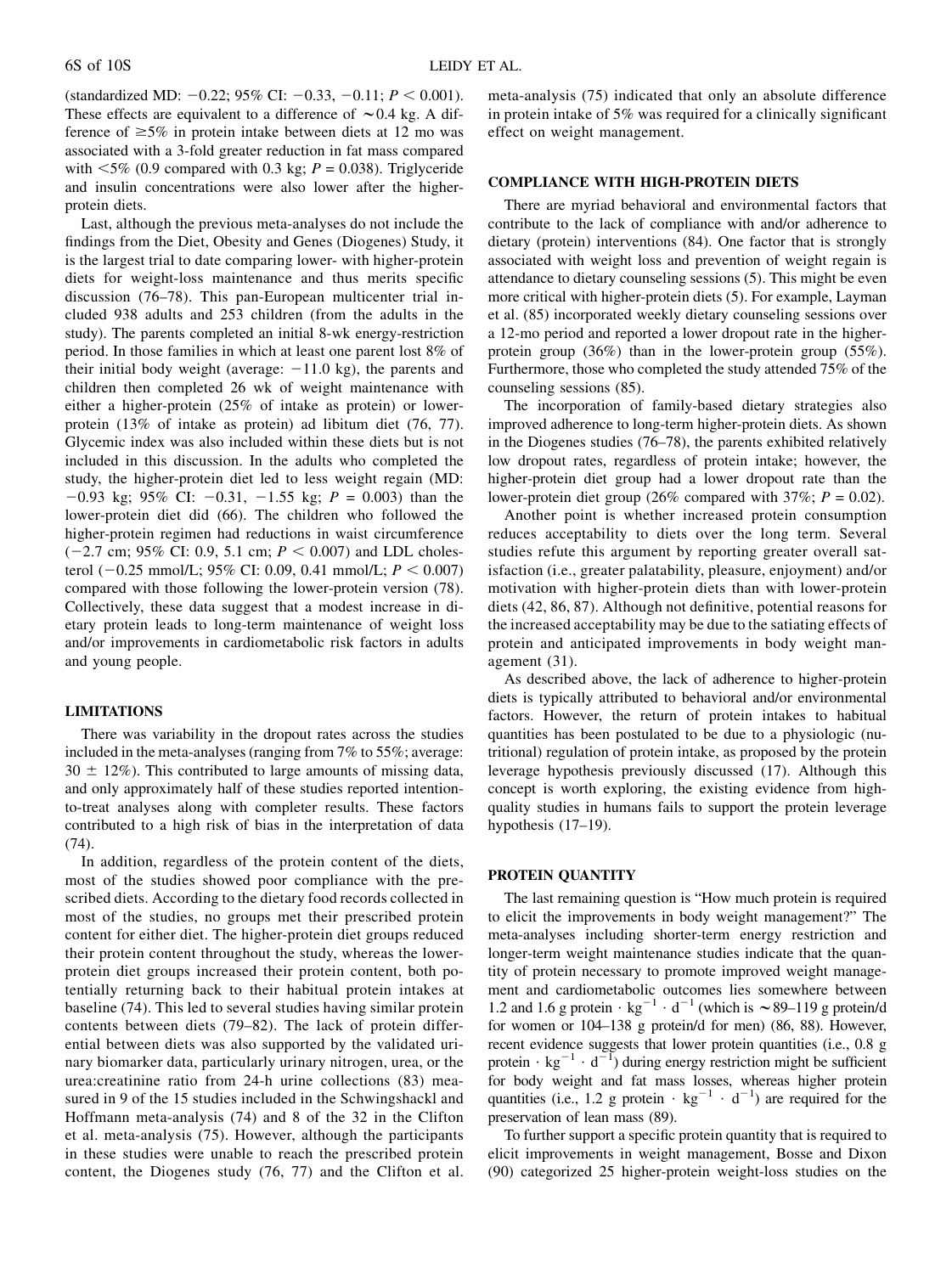(standardized MD: −0.22; 95% CI: −0.33, −0.11; $P < 0.001$). These effects are equivalent to a difference of ~0.4 kg. A difference of ≥5% in protein intake between diets at 12 mo was associated with a 3-fold greater reduction in fat mass compared with <5% (0.9 compared with 0.3 kg; $P = 0.038$). Triglyceride and insulin concentrations were also lower after the higher-protein diets.

Last, although the previous meta-analyses do not include the findings from the Diet, Obesity and Genes (Diogenes) Study, it is the largest trial to date comparing lower- with higher-protein diets for weight-loss maintenance and thus merits specific discussion (76–78). This pan-European multicenter trial included 938 adults and 253 children (from the adults in the study). The parents completed an initial 8-wk energy-restriction period. In those families in which at least one parent lost 8% of their initial body weight (average: −11.0 kg), the parents and children then completed 26 wk of weight maintenance with either a higher-protein (25% of intake as protein) or lower-protein (13% of intake as protein) ad libitum diet (76, 77). Glycemic index was also included within these diets but is not included in this discussion. In the adults who completed the study, the higher-protein diet led to less weight regain (MD: −0.93 kg; 95% CI: −0.31, −1.55 kg; $P = 0.003$) than the lower-protein diet did (66). The children who followed the higher-protein regimen had reductions in waist circumference (−2.7 cm; 95% CI: 0.9, 5.1 cm; $P < 0.007$) and LDL cholesterol (−0.25 mmol/L; 95% CI: 0.09, 0.41 mmol/L; $P < 0.007$) compared with those following the lower-protein version (78). Collectively, these data suggest that a modest increase in dietary protein leads to long-term maintenance of weight loss and/or improvements in cardiometabolic risk factors in adults and young people.

## LIMITATIONS

There was variability in the dropout rates across the studies included in the meta-analyses (ranging from 7% to 55%; average: 30 ± 12%). This contributed to large amounts of missing data, and only approximately half of these studies reported intention-to-treat analyses along with completer results. These factors contributed to a high risk of bias in the interpretation of data (74).

In addition, regardless of the protein content of the diets, most of the studies showed poor compliance with the prescribed diets. According to the dietary food records collected in most of the studies, no groups met their prescribed protein content for either diet. The higher-protein diet groups reduced their protein content throughout the study, whereas the lower-protein diet groups increased their protein content, both potentially returning back to their habitual protein intakes at baseline (74). This led to several studies having similar protein contents between diets (79–82). The lack of protein differential between diets was also supported by the validated urinary biomarker data, particularly urinary nitrogen, urea, or the urea:creatinine ratio from 24-h urine collections (83) measured in 9 of the 15 studies included in the Schwingshackl and Hoffmann meta-analysis (74) and 8 of the 32 in the Clifton et al. meta-analysis (75). However, although the participants in these studies were unable to reach the prescribed protein content, the Diogenes study (76, 77) and the Clifton et al. meta-analysis (75) indicated that only an absolute difference in protein intake of 5% was required for a clinically significant effect on weight management.

## COMPLIANCE WITH HIGH-PROTEIN DIETS

There are myriad behavioral and environmental factors that contribute to the lack of compliance with and/or adherence to dietary (protein) interventions (84). One factor that is strongly associated with weight loss and prevention of weight regain is attendance to dietary counseling sessions (5). This might be even more critical with higher-protein diets (5). For example, Layman et al. (85) incorporated weekly dietary counseling sessions over a 12-mo period and reported a lower dropout rate in the higher-protein group (36%) than in the lower-protein group (55%). Furthermore, those who completed the study attended 75% of the counseling sessions (85).

The incorporation of family-based dietary strategies also improved adherence to long-term higher-protein diets. As shown in the Diogenes studies (76–78), the parents exhibited relatively low dropout rates, regardless of protein intake; however, the higher-protein diet group had a lower dropout rate than the lower-protein diet group (26% compared with 37%; $P = 0.02$).

Another point is whether increased protein consumption reduces acceptability to diets over the long term. Several studies refute this argument by reporting greater overall satisfaction (i.e., greater palatability, pleasure, enjoyment) and/or motivation with higher-protein diets than with lower-protein diets (42, 86, 87). Although not definitive, potential reasons for the increased acceptability may be due to the satiating effects of protein and anticipated improvements in body weight management (31).

As described above, the lack of adherence to higher-protein diets is typically attributed to behavioral and/or environmental factors. However, the return of protein intakes to habitual quantities has been postulated to be due to a physiologic (nutritional) regulation of protein intake, as proposed by the protein leverage hypothesis previously discussed (17). Although this concept is worth exploring, the existing evidence from high-quality studies in humans fails to support the protein leverage hypothesis (17–19).

## PROTEIN QUANTITY

The last remaining question is "How much protein is required to elicit the improvements in body weight management?" The meta-analyses including shorter-term energy restriction and longer-term weight maintenance studies indicate that the quantity of protein necessary to promote improved weight management and cardiometabolic outcomes lies somewhere between 1.2 and 1.6 g protein $\cdot$ $kg^{-1}$ $\cdot$ $d^{-1}$ (which is ~89–119 g protein/d for women or 104–138 g protein/d for men) (86, 88). However, recent evidence suggests that lower protein quantities (i.e., 0.8 g protein $\cdot$ $kg^{-1}$ $\cdot$ $d^{-1}$) during energy restriction might be sufficient for body weight and fat mass losses, whereas higher protein quantities (i.e., 1.2 g protein $\cdot$ $kg^{-1}$ $\cdot$ $d^{-1}$) are required for the preservation of lean mass (89).

To further support a specific protein quantity that is required to elicit improvements in weight management, Bosse and Dixon (90) categorized 25 higher-protein weight-loss studies on the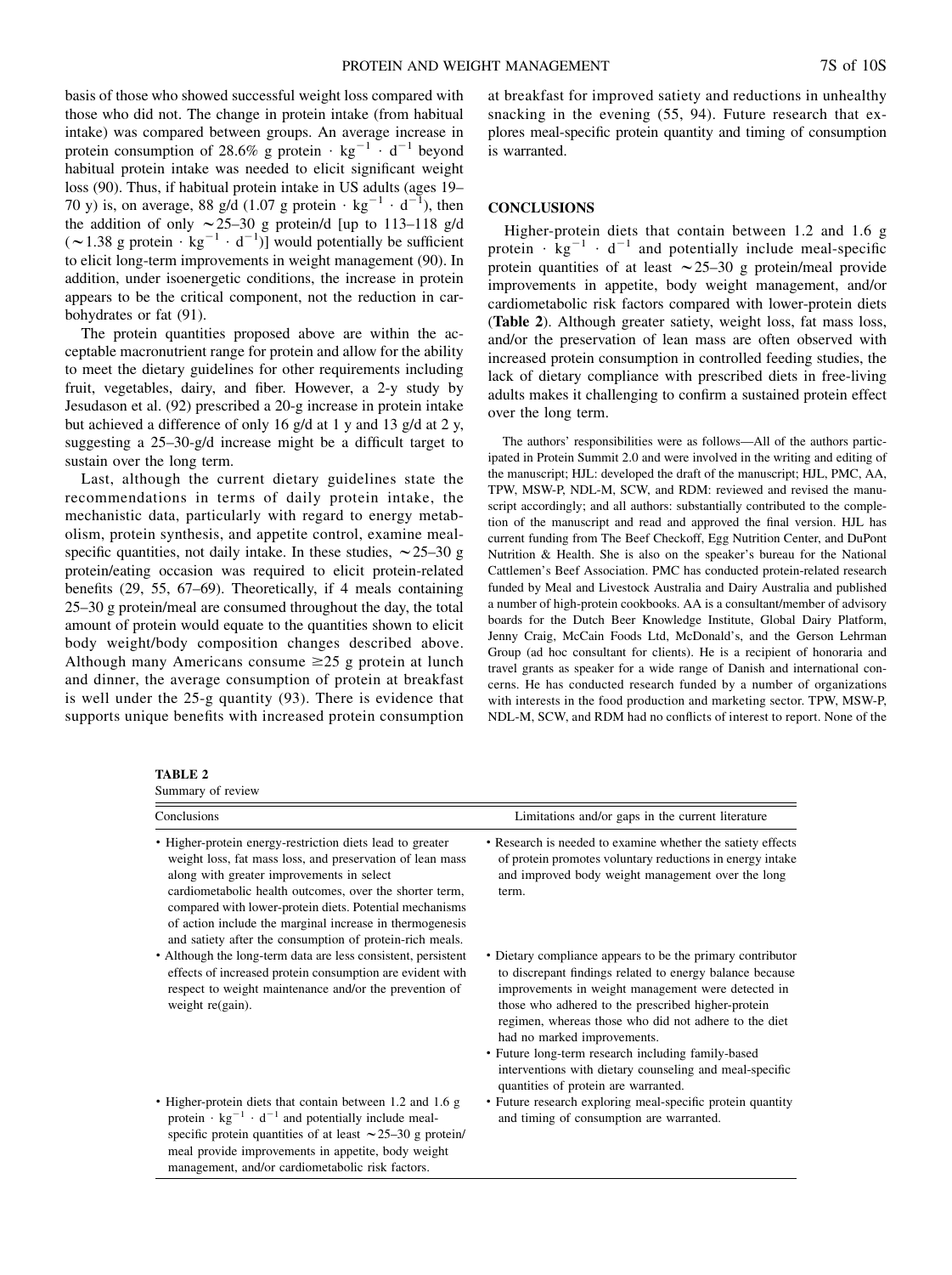basis of those who showed successful weight loss compared with those who did not. The change in protein intake (from habitual intake) was compared between groups. An average increase in protein consumption of 28.6% g protein $\cdot$ $kg^{-1}$ $\cdot$ $d^{-1}$ beyond habitual protein intake was needed to elicit significant weight loss (90). Thus, if habitual protein intake in US adults (ages 19–70 y) is, on average, 88 g/d (1.07 g protein $\cdot$ $kg^{-1}$ $\cdot$ $d^{-1}$), then the addition of only ~25–30 g protein/d [up to 113–118 g/d (~1.38 g protein $\cdot$ $kg^{-1}$ $\cdot$ $d^{-1}$)] would potentially be sufficient to elicit long-term improvements in weight management (90). In addition, under isoenergetic conditions, the increase in protein appears to be the critical component, not the reduction in carbohydrates or fat (91).

The protein quantities proposed above are within the acceptable macronutrient range for protein and allow for the ability to meet the dietary guidelines for other requirements including fruit, vegetables, dairy, and fiber. However, a 2-y study by Jesudason et al. (92) prescribed a 20-g increase in protein intake but achieved a difference of only 16 g/d at 1 y and 13 g/d at 2 y, suggesting a 25–30-g/d increase might be a difficult target to sustain over the long term.

Last, although the current dietary guidelines state the recommendations in terms of daily protein intake, the mechanistic data, particularly with regard to energy metabolism, protein synthesis, and appetite control, examine meal-specific quantities, not daily intake. In these studies, ~25–30 g protein/eating occasion was required to elicit protein-related benefits (29, 55, 67–69). Theoretically, if 4 meals containing 25–30 g protein/meal are consumed throughout the day, the total amount of protein would equate to the quantities shown to elicit body weight/body composition changes described above. Although many Americans consume ≥25 g protein at lunch and dinner, the average consumption of protein at breakfast is well under the 25-g quantity (93). There is evidence that supports unique benefits with increased protein consumption at breakfast for improved satiety and reductions in unhealthy snacking in the evening (55, 94). Future research that explores meal-specific protein quantity and timing of consumption is warranted.

## CONCLUSIONS

Higher-protein diets that contain between 1.2 and 1.6 g protein $\cdot$ $kg^{-1}$ $\cdot$ $d^{-1}$ and potentially include meal-specific protein quantities of at least ~25–30 g protein/meal provide improvements in appetite, body weight management, and/or cardiometabolic risk factors compared with lower-protein diets (**Table 2**). Although greater satiety, weight loss, fat mass loss, and/or the preservation of lean mass are often observed with increased protein consumption in controlled feeding studies, the lack of dietary compliance with prescribed diets in free-living adults makes it challenging to confirm a sustained protein effect over the long term.

The authors' responsibilities were as follows—All of the authors participated in Protein Summit 2.0 and were involved in the writing and editing of the manuscript; HJL: developed the draft of the manuscript; HJL, PMC, AA, TPW, MSW-P, NDL-M, SCW, and RDM: reviewed and revised the manuscript accordingly; and all authors: substantially contributed to the completion of the manuscript and read and approved the final version. HJL has current funding from The Beef Checkoff, Egg Nutrition Center, and DuPont Nutrition & Health. She is also on the speaker's bureau for the National Cattlemen's Beef Association. PMC has conducted protein-related research funded by Meal and Livestock Australia and Dairy Australia and published a number of high-protein cookbooks. AA is a consultant/member of advisory boards for the Dutch Beer Knowledge Institute, Global Dairy Platform, Jenny Craig, McCain Foods Ltd, McDonald's, and the Gerson Lehrman Group (ad hoc consultant for clients). He is a recipient of honoraria and travel grants as speaker for a wide range of Danish and international concerns. He has conducted research funded by a number of organizations with interests in the food production and marketing sector. TPW, MSW-P, NDL-M, SCW, and RDM had no conflicts of interest to report. None of the

**TABLE 2**
Summary of review

| Conclusions | Limitations and/or gaps in the current literature |
|---|---|
| • Higher-protein energy-restriction diets lead to greater weight loss, fat mass loss, and preservation of lean mass along with greater improvements in select cardiometabolic health outcomes, over the shorter term, compared with lower-protein diets. Potential mechanisms of action include the marginal increase in thermogenesis and satiety after the consumption of protein-rich meals. | • Research is needed to examine whether the satiety effects of protein promotes voluntary reductions in energy intake and improved body weight management over the long term. |
| • Although the long-term data are less consistent, persistent effects of increased protein consumption are evident with respect to weight maintenance and/or the prevention of weight re(gain). | • Dietary compliance appears to be the primary contributor to discrepant findings related to energy balance because improvements in weight management were detected in those who adhered to the prescribed higher-protein regimen, whereas those who did not adhere to the diet had no marked improvements. • Future long-term research including family-based interventions with dietary counseling and meal-specific quantities of protein are warranted. |
| • Higher-protein diets that contain between 1.2 and 1.6 g protein $\cdot$ $kg^{-1}$ $\cdot$ $d^{-1}$ and potentially include meal-specific protein quantities of at least ~25–30 g protein/meal provide improvements in appetite, body weight management, and/or cardiometabolic risk factors. | • Future research exploring meal-specific protein quantity and timing of consumption are warranted. |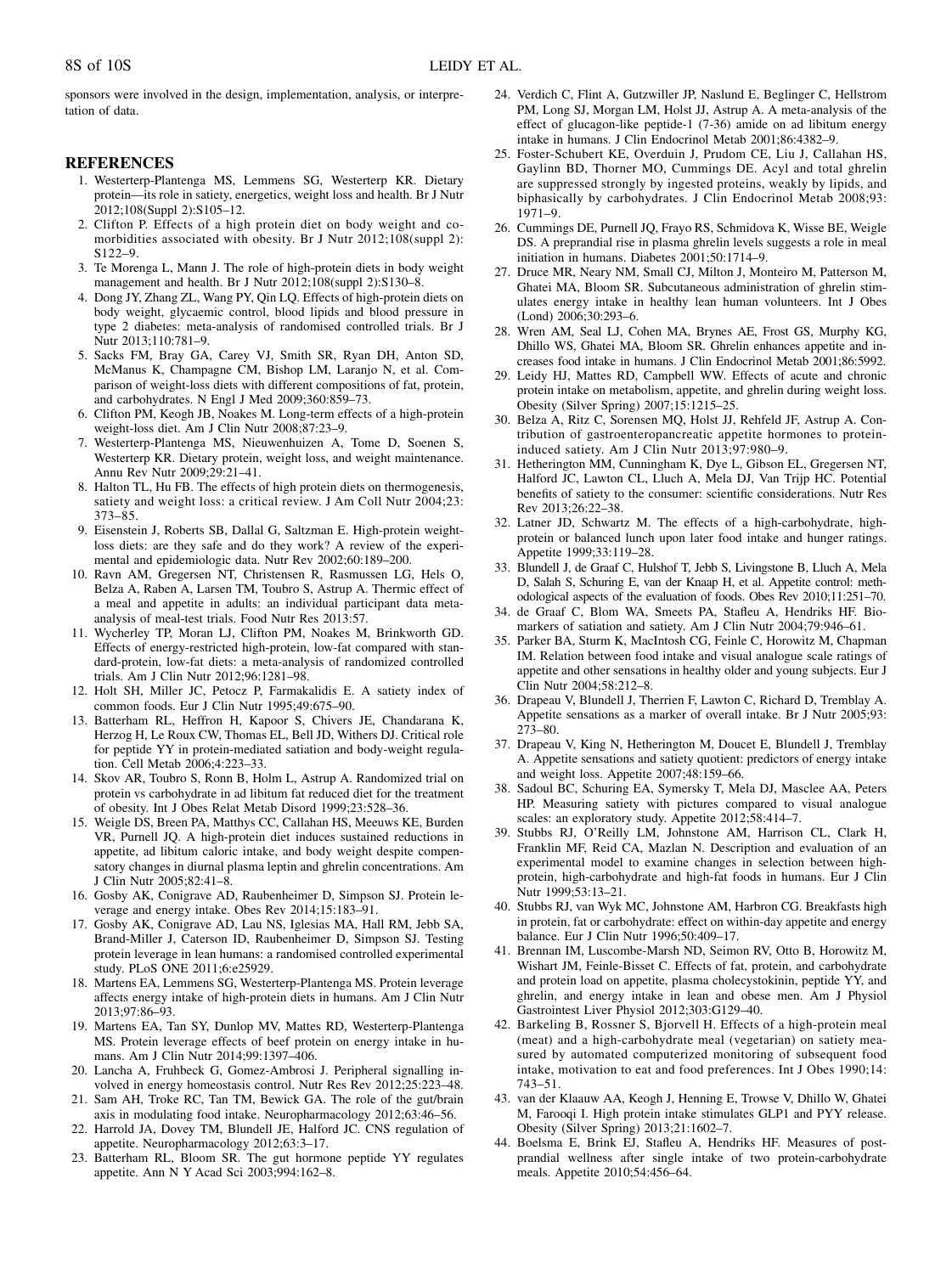sponsors were involved in the design, implementation, analysis, or interpretation of data.

## REFERENCES

1. Westerterp-Plantenga MS, Lemmens SG, Westerterp KR. Dietary protein—its role in satiety, energetics, weight loss and health. Br J Nutr 2012;108(Suppl 2):S105–12.
2. Clifton P. Effects of a high protein diet on body weight and comorbidities associated with obesity. Br J Nutr 2012;108(suppl 2): S122–9.
3. Te Morenga L, Mann J. The role of high-protein diets in body weight management and health. Br J Nutr 2012;108(suppl 2):S130–8.
4. Dong JY, Zhang ZL, Wang PY, Qin LQ. Effects of high-protein diets on body weight, glycaemic control, blood lipids and blood pressure in type 2 diabetes: meta-analysis of randomised controlled trials. Br J Nutr 2013;110:781–9.
5. Sacks FM, Bray GA, Carey VJ, Smith SR, Ryan DH, Anton SD, McManus K, Champagne CM, Bishop LM, Laranjo N, et al. Comparison of weight-loss diets with different compositions of fat, protein, and carbohydrates. N Engl J Med 2009;360:859–73.
6. Clifton PM, Keogh JB, Noakes M. Long-term effects of a high-protein weight-loss diet. Am J Clin Nutr 2008;87:23–9.
7. Westerterp-Plantenga MS, Nieuwenhuizen A, Tome D, Soenen S, Westerterp KR. Dietary protein, weight loss, and weight maintenance. Annu Rev Nutr 2009;29:21–41.
8. Halton TL, Hu FB. The effects of high protein diets on thermogenesis, satiety and weight loss: a critical review. J Am Coll Nutr 2004;23: 373–85.
9. Eisenstein J, Roberts SB, Dallal G, Saltzman E. High-protein weight-loss diets: are they safe and do they work? A review of the experimental and epidemiologic data. Nutr Rev 2002;60:189–200.
10. Ravn AM, Gregersen NT, Christensen R, Rasmussen LG, Hels O, Belza A, Raben A, Larsen TM, Toubro S, Astrup A. Thermic effect of a meal and appetite in adults: an individual participant data meta-analysis of meal-test trials. Food Nutr Res 2013:57.
11. Wycherley TP, Moran LJ, Clifton PM, Noakes M, Brinkworth GD. Effects of energy-restricted high-protein, low-fat compared with standard-protein, low-fat diets: a meta-analysis of randomized controlled trials. Am J Clin Nutr 2012;96:1281–98.
12. Holt SH, Miller JC, Petocz P, Farmakalidis E. A satiety index of common foods. Eur J Clin Nutr 1995;49:675–90.
13. Batterham RL, Heffron H, Kapoor S, Chivers JE, Chandarana K, Herzog H, Le Roux CW, Thomas EL, Bell JD, Withers DJ. Critical role for peptide YY in protein-mediated satiation and body-weight regulation. Cell Metab 2006;4:223–33.
14. Skov AR, Toubro S, Ronn B, Holm L, Astrup A. Randomized trial on protein vs carbohydrate in ad libitum fat reduced diet for the treatment of obesity. Int J Obes Relat Metab Disord 1999;23:528–36.
15. Weigle DS, Breen PA, Matthys CC, Callahan HS, Meeuws KE, Burden VR, Purnell JQ. A high-protein diet induces sustained reductions in appetite, ad libitum caloric intake, and body weight despite compensatory changes in diurnal plasma leptin and ghrelin concentrations. Am J Clin Nutr 2005;82:41–8.
16. Gosby AK, Conigrave AD, Raubenheimer D, Simpson SJ. Protein leverage and energy intake. Obes Rev 2014;15:183–91.
17. Gosby AK, Conigrave AD, Lau NS, Iglesias MA, Hall RM, Jebb SA, Brand-Miller J, Caterson ID, Raubenheimer D, Simpson SJ. Testing protein leverage in lean humans: a randomised controlled experimental study. PLoS ONE 2011;6:e25929.
18. Martens EA, Lemmens SG, Westerterp-Plantenga MS. Protein leverage affects energy intake of high-protein diets in humans. Am J Clin Nutr 2013;97:86–93.
19. Martens EA, Tan SY, Dunlop MV, Mattes RD, Westerterp-Plantenga MS. Protein leverage effects of beef protein on energy intake in humans. Am J Clin Nutr 2014;99:1397–406.
20. Lancha A, Fruhbeck G, Gomez-Ambrosi J. Peripheral signalling involved in energy homeostasis control. Nutr Res Rev 2012;25:223–48.
21. Sam AH, Troke RC, Tan TM, Bewick GA. The role of the gut/brain axis in modulating food intake. Neuropharmacology 2012;63:46–56.
22. Harrold JA, Dovey TM, Blundell JE, Halford JC. CNS regulation of appetite. Neuropharmacology 2012;63:3–17.
23. Batterham RL, Bloom SR. The gut hormone peptide YY regulates appetite. Ann N Y Acad Sci 2003;994:162–8.
24. Verdich C, Flint A, Gutzwiller JP, Naslund E, Beglinger C, Hellstrom PM, Long SJ, Morgan LM, Holst JJ, Astrup A. A meta-analysis of the effect of glucagon-like peptide-1 (7-36) amide on ad libitum energy intake in humans. J Clin Endocrinol Metab 2001;86:4382–9.
25. Foster-Schubert KE, Overduin J, Prudom CE, Liu J, Callahan HS, Gaylinn BD, Thorner MO, Cummings DE. Acyl and total ghrelin are suppressed strongly by ingested proteins, weakly by lipids, and biphasically by carbohydrates. J Clin Endocrinol Metab 2008;93: 1971–9.
26. Cummings DE, Purnell JQ, Frayo RS, Schmidova K, Wisse BE, Weigle DS. A preprandial rise in plasma ghrelin levels suggests a role in meal initiation in humans. Diabetes 2001;50:1714–9.
27. Druce MR, Neary NM, Small CJ, Milton J, Monteiro M, Patterson M, Ghatei MA, Bloom SR. Subcutaneous administration of ghrelin stimulates energy intake in healthy lean human volunteers. Int J Obes (Lond) 2006;30:293–6.
28. Wren AM, Seal LJ, Cohen MA, Brynes AE, Frost GS, Murphy KG, Dhillo WS, Ghatei MA, Bloom SR. Ghrelin enhances appetite and increases food intake in humans. J Clin Endocrinol Metab 2001;86:5992.
29. Leidy HJ, Mattes RD, Campbell WW. Effects of acute and chronic protein intake on metabolism, appetite, and ghrelin during weight loss. Obesity (Silver Spring) 2007;15:1215–25.
30. Belza A, Ritz C, Sorensen MQ, Holst JJ, Rehfeld JF, Astrup A. Contribution of gastroenteropancreatic appetite hormones to protein-induced satiety. Am J Clin Nutr 2013;97:980–9.
31. Hetherington MM, Cunningham K, Dye L, Gibson EL, Gregersen NT, Halford JC, Lawton CL, Lluch A, Mela DJ, Van Trijp HC. Potential benefits of satiety to the consumer: scientific considerations. Nutr Res Rev 2013;26:22–38.
32. Latner JD, Schwartz M. The effects of a high-carbohydrate, high-protein or balanced lunch upon later food intake and hunger ratings. Appetite 1999;33:119–28.
33. Blundell J, de Graaf C, Hulshof T, Jebb S, Livingstone B, Lluch A, Mela D, Salah S, Schuring E, van der Knaap H, et al. Appetite control: methodological aspects of the evaluation of foods. Obes Rev 2010;11:251–70.
34. de Graaf C, Blom WA, Smeets PA, Stafleu A, Hendriks HF. Biomarkers of satiation and satiety. Am J Clin Nutr 2004;79:946–61.
35. Parker BA, Sturm K, MacIntosh CG, Feinle C, Horowitz M, Chapman IM. Relation between food intake and visual analogue scale ratings of appetite and other sensations in healthy older and young subjects. Eur J Clin Nutr 2004;58:212–8.
36. Drapeau V, Blundell J, Therrien F, Lawton C, Richard D, Tremblay A. Appetite sensations as a marker of overall intake. Br J Nutr 2005;93: 273–80.
37. Drapeau V, King N, Hetherington M, Doucet E, Blundell J, Tremblay A. Appetite sensations and satiety quotient: predictors of energy intake and weight loss. Appetite 2007;48:159–66.
38. Sadoul BC, Schuring EA, Symersky T, Mela DJ, Masclee AA, Peters HP. Measuring satiety with pictures compared to visual analogue scales: an exploratory study. Appetite 2012;58:414–7.
39. Stubbs RJ, O'Reilly LM, Johnstone AM, Harrison CL, Clark H, Franklin MF, Reid CA, Mazlan N. Description and evaluation of an experimental model to examine changes in selection between high-protein, high-carbohydrate and high-fat foods in humans. Eur J Clin Nutr 1999;53:13–21.
40. Stubbs RJ, van Wyk MC, Johnstone AM, Harbron CG. Breakfasts high in protein, fat or carbohydrate: effect on within-day appetite and energy balance. Eur J Clin Nutr 1996;50:409–17.
41. Brennan IM, Luscombe-Marsh ND, Seimon RV, Otto B, Horowitz M, Wishart JM, Feinle-Bisset C. Effects of fat, protein, and carbohydrate and protein load on appetite, plasma cholecystokinin, peptide YY, and ghrelin, and energy intake in lean and obese men. Am J Physiol Gastrointest Liver Physiol 2012;303:G129–40.
42. Barkeling B, Rossner S, Bjorvell H. Effects of a high-protein meal (meat) and a high-carbohydrate meal (vegetarian) on satiety measured by automated computerized monitoring of subsequent food intake, motivation to eat and food preferences. Int J Obes 1990;14: 743–51.
43. van der Klaauw AA, Keogh J, Henning E, Trowse V, Dhillo W, Ghatei M, Farooqi I. High protein intake stimulates GLP1 and PYY release. Obesity (Silver Spring) 2013;21:1602–7.
44. Boelsma E, Brink EJ, Stafleu A, Hendriks HF. Measures of post-prandial wellness after single intake of two protein-carbohydrate meals. Appetite 2010;54:456–64.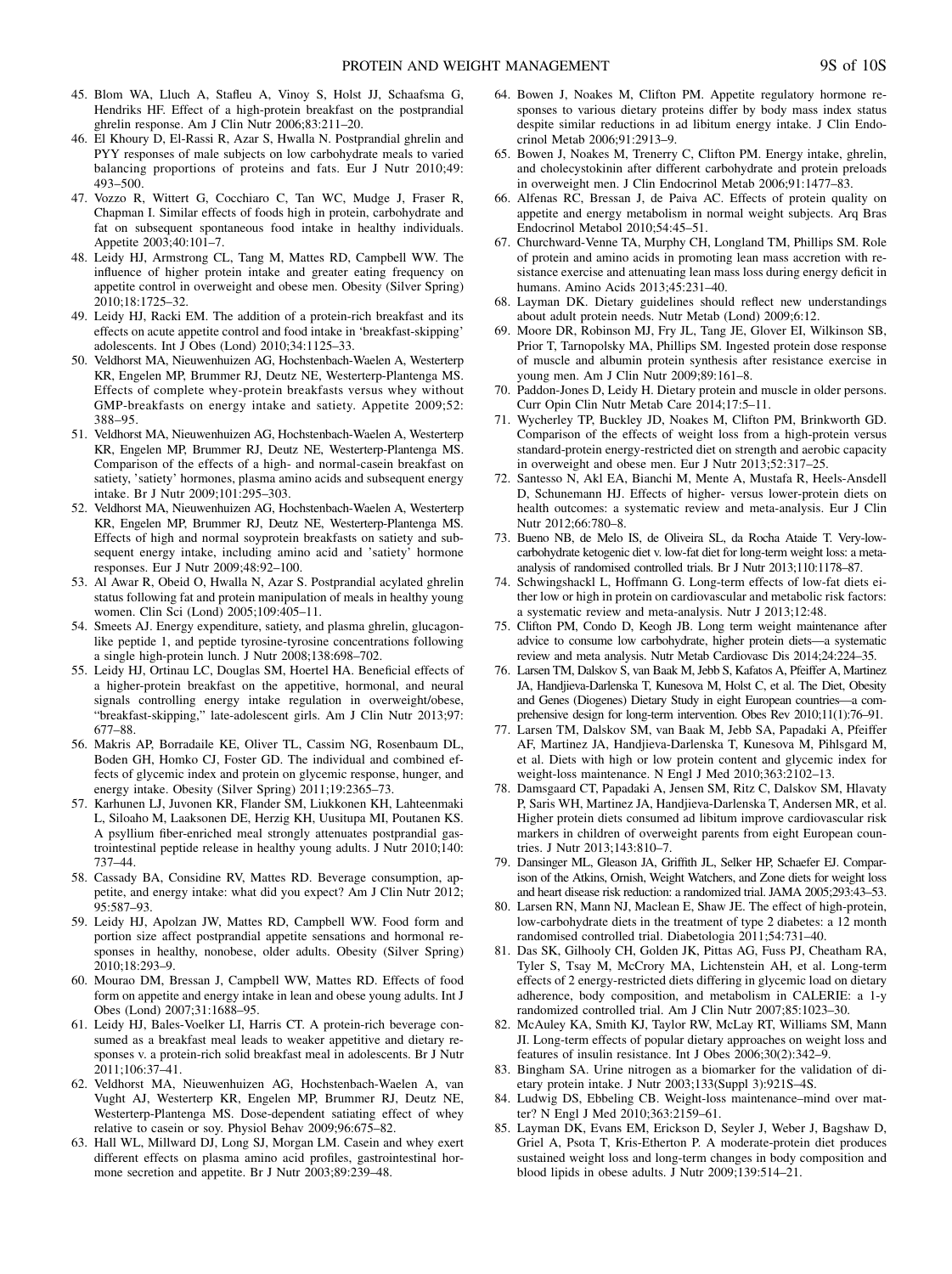45. Blom WA, Lluch A, Stafleu A, Vinoy S, Holst JJ, Schaafsma G, Hendriks HF. Effect of a high-protein breakfast on the postprandial ghrelin response. Am J Clin Nutr 2006;83:211–20.
46. El Khoury D, El-Rassi R, Azar S, Hwalla N. Postprandial ghrelin and PYY responses of male subjects on low carbohydrate meals to varied balancing proportions of proteins and fats. Eur J Nutr 2010;49: 493–500.
47. Vozzo R, Wittert G, Cocchiaro C, Tan WC, Mudge J, Fraser R, Chapman I. Similar effects of foods high in protein, carbohydrate and fat on subsequent spontaneous food intake in healthy individuals. Appetite 2003;40:101–7.
48. Leidy HJ, Armstrong CL, Tang M, Mattes RD, Campbell WW. The influence of higher protein intake and greater eating frequency on appetite control in overweight and obese men. Obesity (Silver Spring) 2010;18:1725–32.
49. Leidy HJ, Racki EM. The addition of a protein-rich breakfast and its effects on acute appetite control and food intake in 'breakfast-skipping' adolescents. Int J Obes (Lond) 2010;34:1125–33.
50. Veldhorst MA, Nieuwenhuizen AG, Hochstenbach-Waelen A, Westerterp KR, Engelen MP, Brummer RJ, Deutz NE, Westerterp-Plantenga MS. Effects of complete whey-protein breakfasts versus whey without GMP-breakfasts on energy intake and satiety. Appetite 2009;52: 388–95.
51. Veldhorst MA, Nieuwenhuizen AG, Hochstenbach-Waelen A, Westerterp KR, Engelen MP, Brummer RJ, Deutz NE, Westerterp-Plantenga MS. Comparison of the effects of a high- and normal-casein breakfast on satiety, 'satiety' hormones, plasma amino acids and subsequent energy intake. Br J Nutr 2009;101:295–303.
52. Veldhorst MA, Nieuwenhuizen AG, Hochstenbach-Waelen A, Westerterp KR, Engelen MP, Brummer RJ, Deutz NE, Westerterp-Plantenga MS. Effects of high and normal soyprotein breakfasts on satiety and subsequent energy intake, including amino acid and 'satiety' hormone responses. Eur J Nutr 2009;48:92–100.
53. Al Awar R, Obeid O, Hwalla N, Azar S. Postprandial acylated ghrelin status following fat and protein manipulation of meals in healthy young women. Clin Sci (Lond) 2005;109:405–11.
54. Smeets AJ. Energy expenditure, satiety, and plasma ghrelin, glucagon-like peptide 1, and peptide tyrosine-tyrosine concentrations following a single high-protein lunch. J Nutr 2008;138:698–702.
55. Leidy HJ, Ortinau LC, Douglas SM, Hoertel HA. Beneficial effects of a higher-protein breakfast on the appetitive, hormonal, and neural signals controlling energy intake regulation in overweight/obese, "breakfast-skipping," late-adolescent girls. Am J Clin Nutr 2013;97: 677–88.
56. Makris AP, Borradaile KE, Oliver TL, Cassim NG, Rosenbaum DL, Boden GH, Homko CJ, Foster GD. The individual and combined effects of glycemic index and protein on glycemic response, hunger, and energy intake. Obesity (Silver Spring) 2011;19:2365–73.
57. Karhunen LJ, Juvonen KR, Flander SM, Liukkonen KH, Lahteenmaki L, Siloaho M, Laaksonen DE, Herzig KH, Uusitupa MI, Poutanen KS. A psyllium fiber-enriched meal strongly attenuates postprandial gastrointestinal peptide release in healthy young adults. J Nutr 2010;140: 737–44.
58. Cassady BA, Considine RV, Mattes RD. Beverage consumption, appetite, and energy intake: what did you expect? Am J Clin Nutr 2012; 95:587–93.
59. Leidy HJ, Apolzan JW, Mattes RD, Campbell WW. Food form and portion size affect postprandial appetite sensations and hormonal responses in healthy, nonobese, older adults. Obesity (Silver Spring) 2010;18:293–9.
60. Mourao DM, Bressan J, Campbell WW, Mattes RD. Effects of food form on appetite and energy intake in lean and obese young adults. Int J Obes (Lond) 2007;31:1688–95.
61. Leidy HJ, Bales-Voelker LI, Harris CT. A protein-rich beverage consumed as a breakfast meal leads to weaker appetitive and dietary responses v. a protein-rich solid breakfast meal in adolescents. Br J Nutr 2011;106:37–41.
62. Veldhorst MA, Nieuwenhuizen AG, Hochstenbach-Waelen A, van Vught AJ, Westerterp KR, Engelen MP, Brummer RJ, Deutz NE, Westerterp-Plantenga MS. Dose-dependent satiating effect of whey relative to casein or soy. Physiol Behav 2009;96:675–82.
63. Hall WL, Millward DJ, Long SJ, Morgan LM. Casein and whey exert different effects on plasma amino acid profiles, gastrointestinal hormone secretion and appetite. Br J Nutr 2003;89:239–48.
64. Bowen J, Noakes M, Clifton PM. Appetite regulatory hormone responses to various dietary proteins differ by body mass index status despite similar reductions in ad libitum energy intake. J Clin Endocrinol Metab 2006;91:2913–9.
65. Bowen J, Noakes M, Trenerry C, Clifton PM. Energy intake, ghrelin, and cholecystokinin after different carbohydrate and protein preloads in overweight men. J Clin Endocrinol Metab 2006;91:1477–83.
66. Alfenas RC, Bressan J, de Paiva AC. Effects of protein quality on appetite and energy metabolism in normal weight subjects. Arq Bras Endocrinol Metabol 2010;54:45–51.
67. Churchward-Venne TA, Murphy CH, Longland TM, Phillips SM. Role of protein and amino acids in promoting lean mass accretion with resistance exercise and attenuating lean mass loss during energy deficit in humans. Amino Acids 2013;45:231–40.
68. Layman DK. Dietary guidelines should reflect new understandings about adult protein needs. Nutr Metab (Lond) 2009;6:12.
69. Moore DR, Robinson MJ, Fry JL, Tang JE, Glover EI, Wilkinson SB, Prior T, Tarnopolsky MA, Phillips SM. Ingested protein dose response of muscle and albumin protein synthesis after resistance exercise in young men. Am J Clin Nutr 2009;89:161–8.
70. Paddon-Jones D, Leidy H. Dietary protein and muscle in older persons. Curr Opin Clin Nutr Metab Care 2014;17:5–11.
71. Wycherley TP, Buckley JD, Noakes M, Clifton PM, Brinkworth GD. Comparison of the effects of weight loss from a high-protein versus standard-protein energy-restricted diet on strength and aerobic capacity in overweight and obese men. Eur J Nutr 2013;52:317–25.
72. Santesso N, Akl EA, Bianchi M, Mente A, Mustafa R, Heels-Ansdell D, Schunemann HJ. Effects of higher- versus lower-protein diets on health outcomes: a systematic review and meta-analysis. Eur J Clin Nutr 2012;66:780–8.
73. Bueno NB, de Melo IS, de Oliveira SL, da Rocha Ataide T. Very-low-carbohydrate ketogenic diet v. low-fat diet for long-term weight loss: a meta-analysis of randomised controlled trials. Br J Nutr 2013;110:1178–87.
74. Schwingshackl L, Hoffmann G. Long-term effects of low-fat diets either low or high in protein on cardiovascular and metabolic risk factors: a systematic review and meta-analysis. Nutr J 2013;12:48.
75. Clifton PM, Condo D, Keogh JB. Long term weight maintenance after advice to consume low carbohydrate, higher protein diets—a systematic review and meta analysis. Nutr Metab Cardiovasc Dis 2014;24:224–35.
76. Larsen TM, Dalskov S, van Baak M, Jebb S, Kafatos A, Pfeiffer A, Martinez JA, Handjieva-Darlenska T, Kunesova M, Holst C, et al. The Diet, Obesity and Genes (Diogenes) Dietary Study in eight European countries—a comprehensive design for long-term intervention. Obes Rev 2010;11(1):76–91.
77. Larsen TM, Dalskov SM, van Baak M, Jebb SA, Papadaki A, Pfeiffer AF, Martinez JA, Handjieva-Darlenska T, Kunesova M, Pihlsgard M, et al. Diets with high or low protein content and glycemic index for weight-loss maintenance. N Engl J Med 2010;363:2102–13.
78. Damsgaard CT, Papadaki A, Jensen SM, Ritz C, Dalskov SM, Hlavaty P, Saris WH, Martinez JA, Handjieva-Darlenska T, Andersen MR, et al. Higher protein diets consumed ad libitum improve cardiovascular risk markers in children of overweight parents from eight European countries. J Nutr 2013;143:810–7.
79. Dansinger ML, Gleason JA, Griffith JL, Selker HP, Schaefer EJ. Comparison of the Atkins, Ornish, Weight Watchers, and Zone diets for weight loss and heart disease risk reduction: a randomized trial. JAMA 2005;293:43–53.
80. Larsen RN, Mann NJ, Maclean E, Shaw JE. The effect of high-protein, low-carbohydrate diets in the treatment of type 2 diabetes: a 12 month randomised controlled trial. Diabetologia 2011;54:731–40.
81. Das SK, Gilhooly CH, Golden JK, Pittas AG, Fuss PJ, Cheatham RA, Tyler S, Tsay M, McCrory MA, Lichtenstein AH, et al. Long-term effects of 2 energy-restricted diets differing in glycemic load on dietary adherence, body composition, and metabolism in CALERIE: a 1-y randomized controlled trial. Am J Clin Nutr 2007;85:1023–30.
82. McAuley KA, Smith KJ, Taylor RW, McLay RT, Williams SM, Mann JI. Long-term effects of popular dietary approaches on weight loss and features of insulin resistance. Int J Obes 2006;30(2):342–9.
83. Bingham SA. Urine nitrogen as a biomarker for the validation of dietary protein intake. J Nutr 2003;133(Suppl 3):921S–4S.
84. Ludwig DS, Ebbeling CB. Weight-loss maintenance–mind over matter? N Engl J Med 2010;363:2159–61.
85. Layman DK, Evans EM, Erickson D, Seyler J, Weber J, Bagshaw D, Griel A, Psota T, Kris-Etherton P. A moderate-protein diet produces sustained weight loss and long-term changes in body composition and blood lipids in obese adults. J Nutr 2009;139:514–21.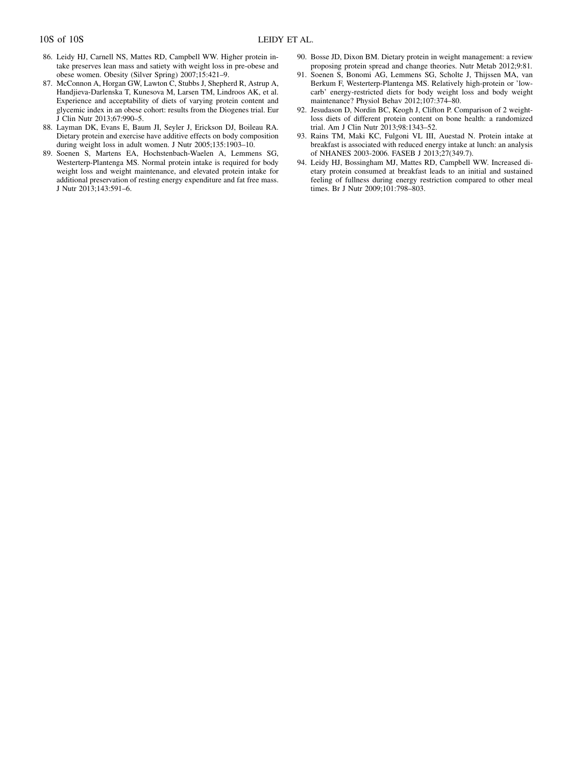86. Leidy HJ, Carnell NS, Mattes RD, Campbell WW. Higher protein intake preserves lean mass and satiety with weight loss in pre-obese and obese women. Obesity (Silver Spring) 2007;15:421–9.
87. McConnon A, Horgan GW, Lawton C, Stubbs J, Shepherd R, Astrup A, Handjieva-Darlenska T, Kunesova M, Larsen TM, Lindroos AK, et al. Experience and acceptability of diets of varying protein content and glycemic index in an obese cohort: results from the Diogenes trial. Eur J Clin Nutr 2013;67:990–5.
88. Layman DK, Evans E, Baum JI, Seyler J, Erickson DJ, Boileau RA. Dietary protein and exercise have additive effects on body composition during weight loss in adult women. J Nutr 2005;135:1903–10.
89. Soenen S, Martens EA, Hochstenbach-Waelen A, Lemmens SG, Westerterp-Plantenga MS. Normal protein intake is required for body weight loss and weight maintenance, and elevated protein intake for additional preservation of resting energy expenditure and fat free mass. J Nutr 2013;143:591–6.
90. Bosse JD, Dixon BM. Dietary protein in weight management: a review proposing protein spread and change theories. Nutr Metab 2012;9:81.
91. Soenen S, Bonomi AG, Lemmens SG, Scholte J, Thijssen MA, van Berkum F, Westerterp-Plantenga MS. Relatively high-protein or 'low-carb' energy-restricted diets for body weight loss and body weight maintenance? Physiol Behav 2012;107:374–80.
92. Jesudason D, Nordin BC, Keogh J, Clifton P. Comparison of 2 weight-loss diets of different protein content on bone health: a randomized trial. Am J Clin Nutr 2013;98:1343–52.
93. Rains TM, Maki KC, Fulgoni VL III, Auestad N. Protein intake at breakfast is associated with reduced energy intake at lunch: an analysis of NHANES 2003-2006. FASEB J 2013;27(349.7).
94. Leidy HJ, Bossingham MJ, Mattes RD, Campbell WW. Increased dietary protein consumed at breakfast leads to an initial and sustained feeling of fullness during energy restriction compared to other meal times. Br J Nutr 2009;101:798–803.